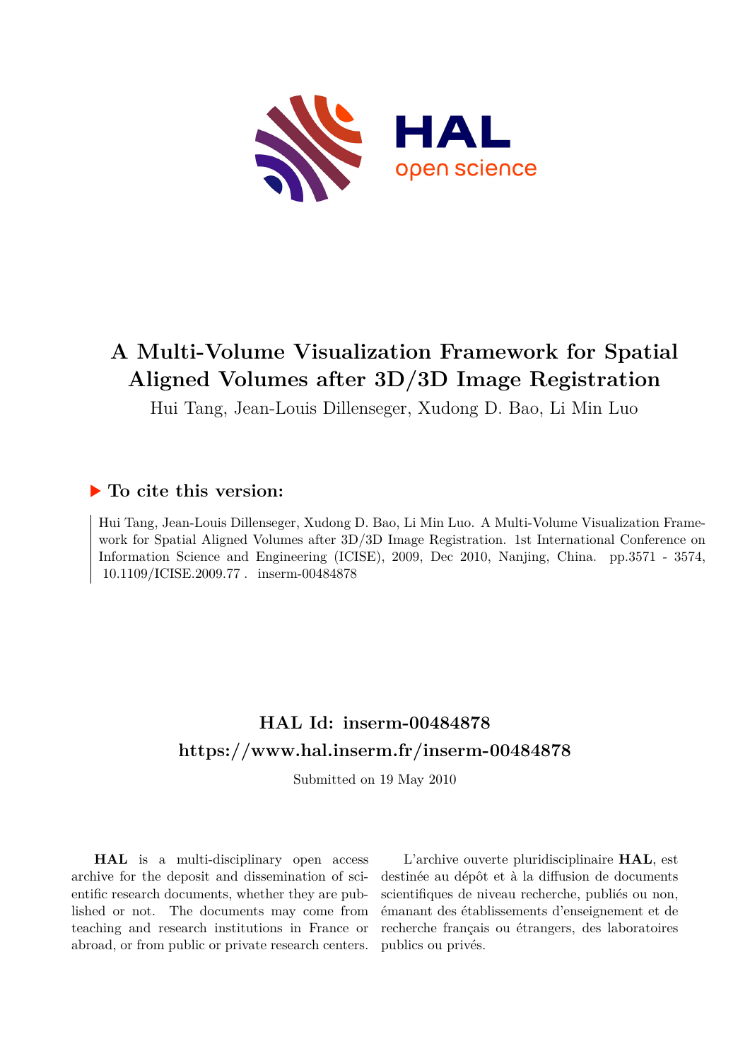# A Multi-Volume Visualization Framework for Spatial Aligned Volumes after 3D/3D Image Registration

Hui Tang, Jean-Louis Dillenseger, Xudong D. Bao, Li Min Luo

## ▶ To cite this version:

Hui Tang, Jean-Louis Dillenseger, Xudong D. Bao, Li Min Luo. A Multi-Volume Visualization Framework for Spatial Aligned Volumes after 3D/3D Image Registration. 1st International Conference on Information Science and Engineering (ICISE), 2009, Dec 2010, Nanjing, China. pp.3571 - 3574, 10.1109/ICISE.2009.77 . inserm-00484878

## HAL Id: inserm-00484878

## https://www.hal.inserm.fr/inserm-00484878

Submitted on 19 May 2010

**HAL** is a multi-disciplinary open access archive for the deposit and dissemination of scientific research documents, whether they are published or not. The documents may come from teaching and research institutions in France or abroad, or from public or private research centers.

L'archive ouverte pluridisciplinaire **HAL**, est destinée au dépôt et à la diffusion de documents scientifiques de niveau recherche, publiés ou non, émanant des établissements d'enseignement et de recherche français ou étrangers, des laboratoires publics ou privés.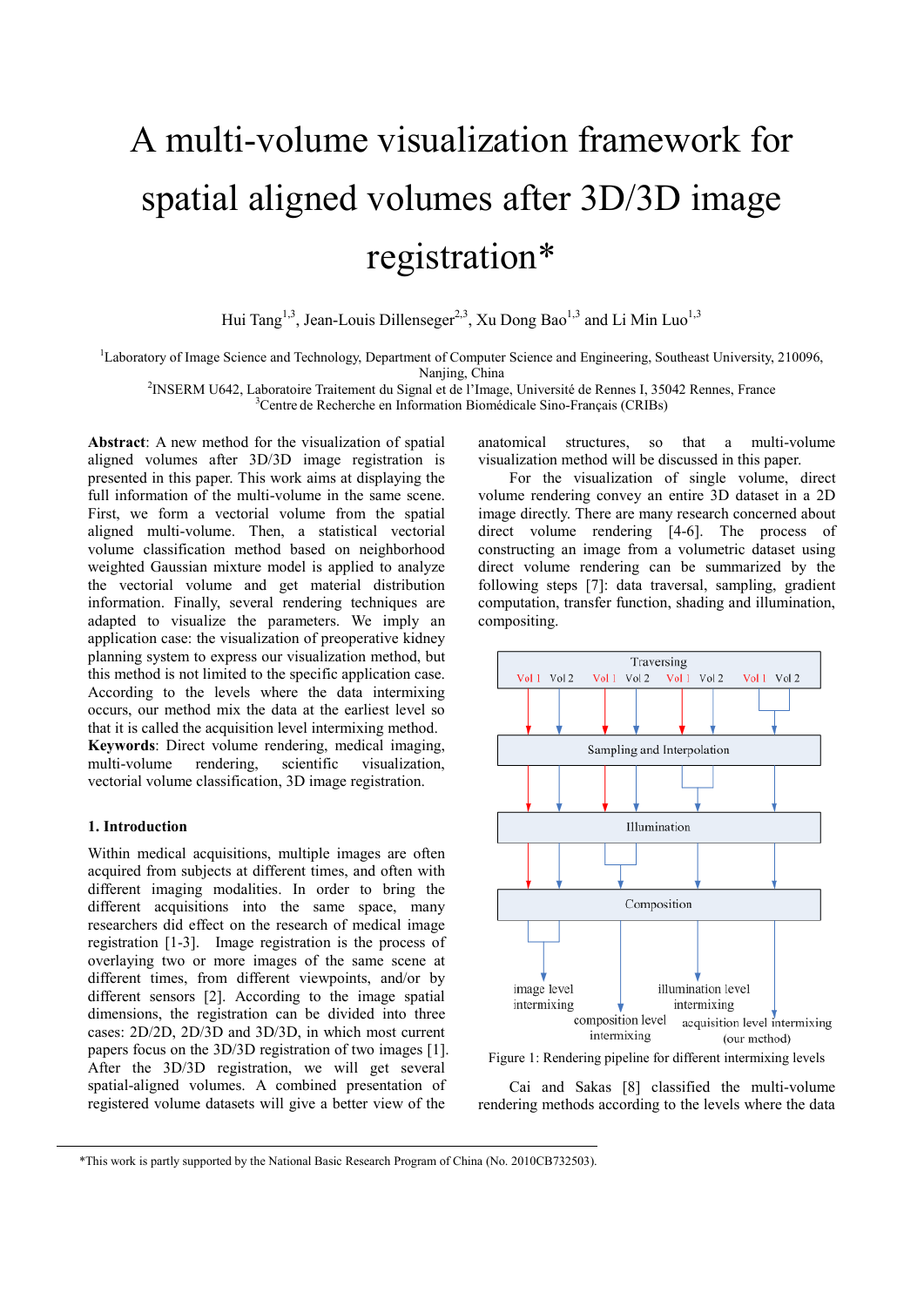# A multi-volume visualization framework for spatial aligned volumes after 3D/3D image registration*

Hui Tang[1,3], Jean-Louis Dillenseger[2,3], Xu Dong Bao[1,3] and Li Min Luo[1,3]

[1]Laboratory of Image Science and Technology, Department of Computer Science and Engineering, Southeast University, 210096, Nanjing, China
[2]INSERM U642, Laboratoire Traitement du Signal et de l'Image, Université de Rennes I, 35042 Rennes, France
[3]Centre de Recherche en Information Biomédicale Sino-Français (CRIBs)

**Abstract**: A new method for the visualization of spatial aligned volumes after 3D/3D image registration is presented in this paper. This work aims at displaying the full information of the multi-volume in the same scene. First, we form a vectorial volume from the spatial aligned multi-volume. Then, a statistical vectorial volume classification method based on neighborhood weighted Gaussian mixture model is applied to analyze the vectorial volume and get material distribution information. Finally, several rendering techniques are adapted to visualize the parameters. We imply an application case: the visualization of preoperative kidney planning system to express our visualization method, but this method is not limited to the specific application case. According to the levels where the data intermixing occurs, our method mix the data at the earliest level so that it is called the acquisition level intermixing method.

**Keywords**: Direct volume rendering, medical imaging, multi-volume rendering, scientific visualization, vectorial volume classification, 3D image registration.

## 1. Introduction

Within medical acquisitions, multiple images are often acquired from subjects at different times, and often with different imaging modalities. In order to bring the different acquisitions into the same space, many researchers did effect on the research of medical image registration [1-3]. Image registration is the process of overlaying two or more images of the same scene at different times, from different viewpoints, and/or by different sensors [2]. According to the image spatial dimensions, the registration can be divided into three cases: 2D/2D, 2D/3D and 3D/3D, in which most current papers focus on the 3D/3D registration of two images [1]. After the 3D/3D registration, we will get several spatial-aligned volumes. A combined presentation of registered volume datasets will give a better view of the anatomical structures, so that a multi-volume visualization method will be discussed in this paper.

For the visualization of single volume, direct volume rendering convey an entire 3D dataset in a 2D image directly. There are many research concerned about direct volume rendering [4-6]. The process of constructing an image from a volumetric dataset using direct volume rendering can be summarized by the following steps [7]: data traversal, sampling, gradient computation, transfer function, shading and illumination, compositing.

Traversing
Vol 1 Vol 2 Vol 1 Vol 2 Vol 1 Vol 2 Vol 1 Vol 2
Sampling and Interpolation
Illumination
Composition
image level intermixing
composition level intermixing
illumination level intermixing
acquisition level intermixing (our method)

Figure 1: Rendering pipeline for different intermixing levels

Cai and Sakas [8] classified the multi-volume rendering methods according to the levels where the data

*This work is partly supported by the National Basic Research Program of China (No. 2010CB732503).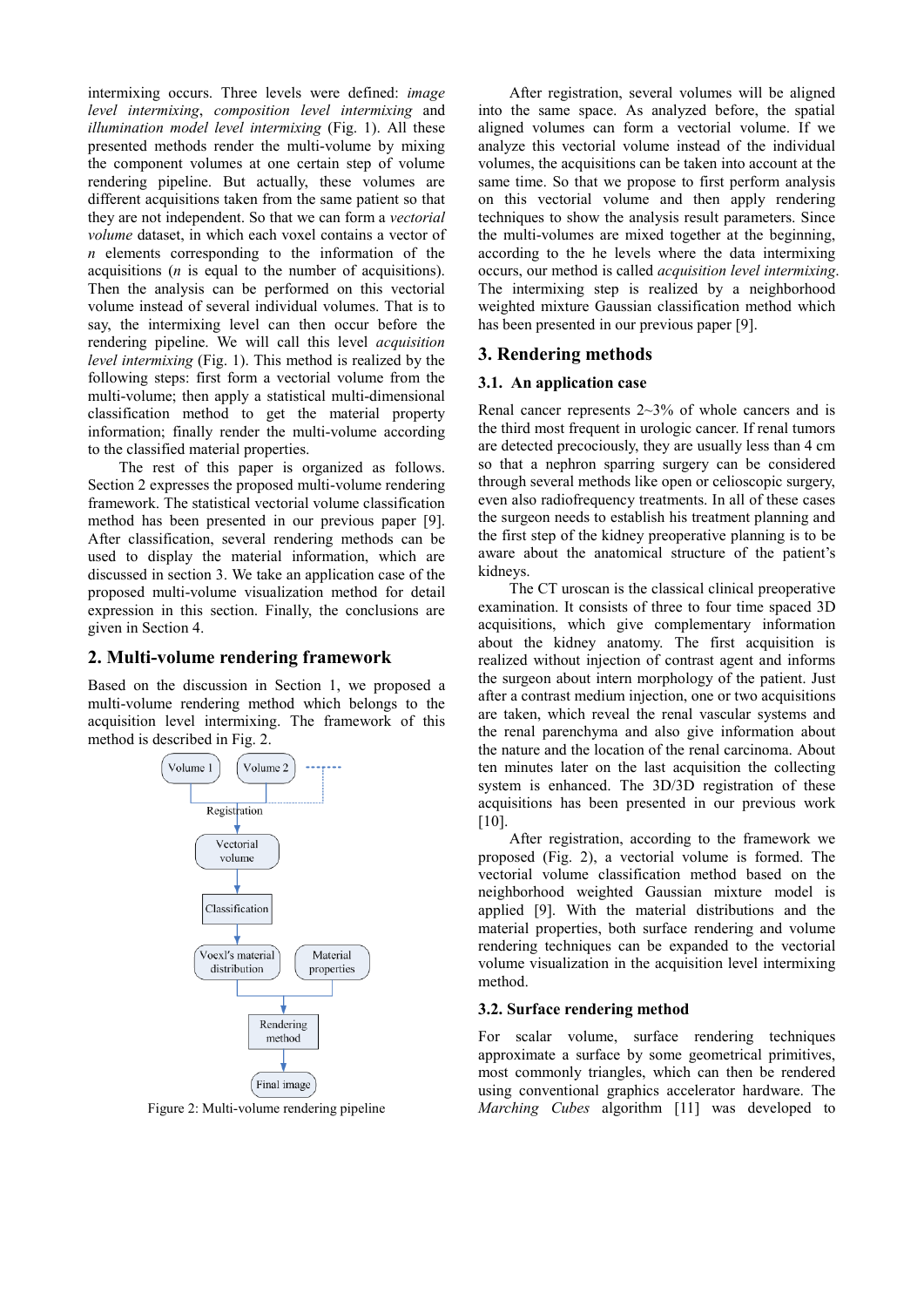intermixing occurs. Three levels were defined: *image level intermixing*, *composition level intermixing* and *illumination model level intermixing* (Fig. 1). All these presented methods render the multi-volume by mixing the component volumes at one certain step of volume rendering pipeline. But actually, these volumes are different acquisitions taken from the same patient so that they are not independent. So that we can form a *vectorial volume* dataset, in which each voxel contains a vector of $n$ elements corresponding to the information of the acquisitions ($n$ is equal to the number of acquisitions). Then the analysis can be performed on this vectorial volume instead of several individual volumes. That is to say, the intermixing level can then occur before the rendering pipeline. We will call this level *acquisition level intermixing* (Fig. 1). This method is realized by the following steps: first form a vectorial volume from the multi-volume; then apply a statistical multi-dimensional classification method to get the material property information; finally render the multi-volume according to the classified material properties.

The rest of this paper is organized as follows. Section 2 expresses the proposed multi-volume rendering framework. The statistical vectorial volume classification method has been presented in our previous paper [9]. After classification, several rendering methods can be used to display the material information, which are discussed in section 3. We take an application case of the proposed multi-volume visualization method for detail expression in this section. Finally, the conclusions are given in Section 4.

## 2. Multi-volume rendering framework

Based on the discussion in Section 1, we proposed a multi-volume rendering method which belongs to the acquisition level intermixing. The framework of this method is described in Fig. 2.

Volume 1
Volume 2
Registration
Vectorial volume
Classification
Voexl's material distribution
Material properties
Rendering method
Final image

Figure 2: Multi-volume rendering pipeline

After registration, several volumes will be aligned into the same space. As analyzed before, the spatial aligned volumes can form a vectorial volume. If we analyze this vectorial volume instead of the individual volumes, the acquisitions can be taken into account at the same time. So that we propose to first perform analysis on this vectorial volume and then apply rendering techniques to show the analysis result parameters. Since the multi-volumes are mixed together at the beginning, according to the he levels where the data intermixing occurs, our method is called *acquisition level intermixing*. The intermixing step is realized by a neighborhood weighted mixture Gaussian classification method which has been presented in our previous paper [9].

## 3. Rendering methods

### 3.1. An application case

Renal cancer represents 2~3% of whole cancers and is the third most frequent in urologic cancer. If renal tumors are detected precociously, they are usually less than 4 cm so that a nephron sparring surgery can be considered through several methods like open or celioscopic surgery, even also radiofrequency treatments. In all of these cases the surgeon needs to establish his treatment planning and the first step of the kidney preoperative planning is to be aware about the anatomical structure of the patient's kidneys.

The CT uroscan is the classical clinical preoperative examination. It consists of three to four time spaced 3D acquisitions, which give complementary information about the kidney anatomy. The first acquisition is realized without injection of contrast agent and informs the surgeon about intern morphology of the patient. Just after a contrast medium injection, one or two acquisitions are taken, which reveal the renal vascular systems and the renal parenchyma and also give information about the nature and the location of the renal carcinoma. About ten minutes later on the last acquisition the collecting system is enhanced. The 3D/3D registration of these acquisitions has been presented in our previous work [10].

After registration, according to the framework we proposed (Fig. 2), a vectorial volume is formed. The vectorial volume classification method based on the neighborhood weighted Gaussian mixture model is applied [9]. With the material distributions and the material properties, both surface rendering and volume rendering techniques can be expanded to the vectorial volume visualization in the acquisition level intermixing method.

### 3.2. Surface rendering method

For scalar volume, surface rendering techniques approximate a surface by some geometrical primitives, most commonly triangles, which can then be rendered using conventional graphics accelerator hardware. The *Marching Cubes* algorithm [11] was developed to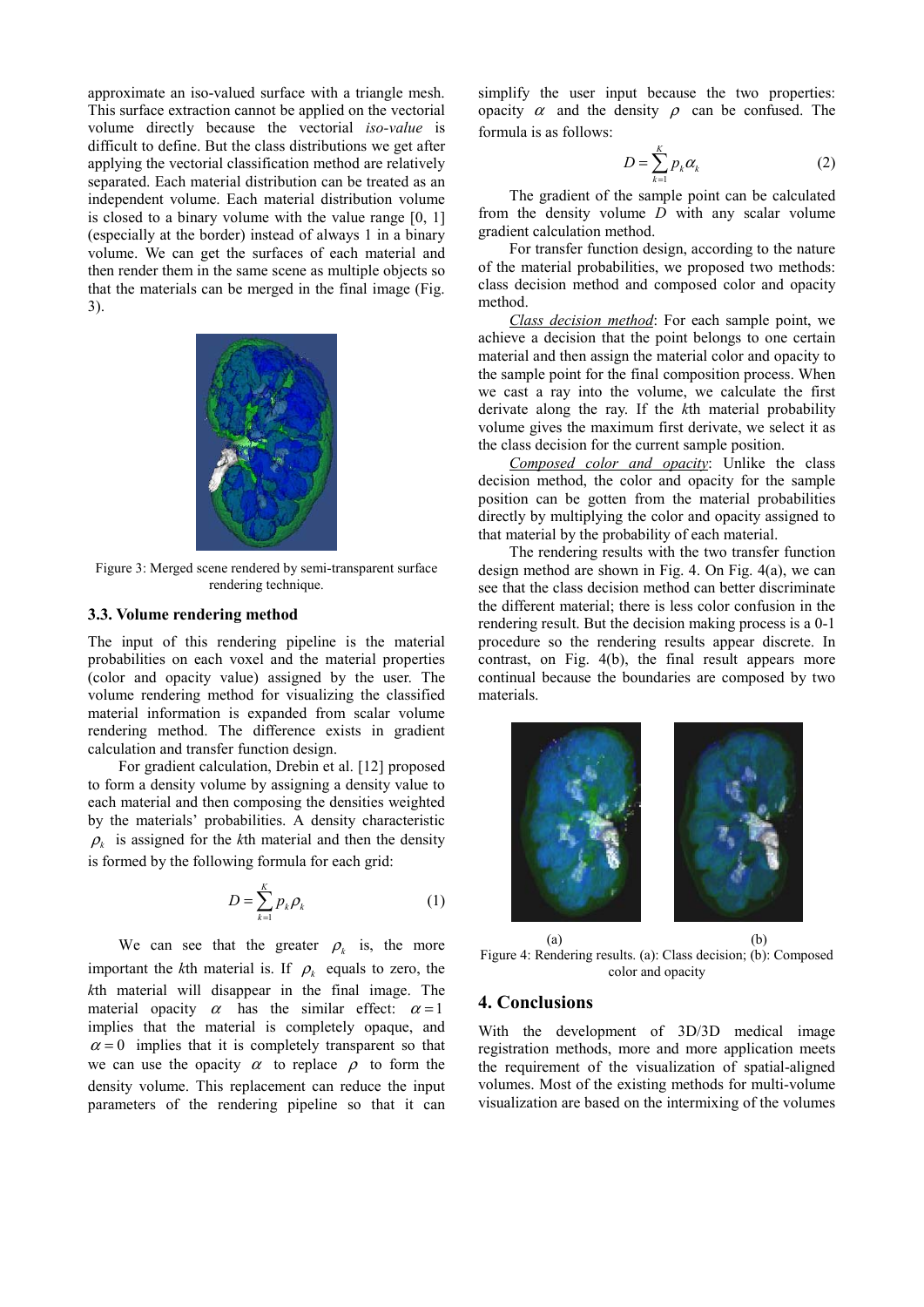approximate an iso-valued surface with a triangle mesh. This surface extraction cannot be applied on the vectorial volume directly because the vectorial *iso-value* is difficult to define. But the class distributions we get after applying the vectorial classification method are relatively separated. Each material distribution can be treated as an independent volume. Each material distribution volume is closed to a binary volume with the value range [0, 1] (especially at the border) instead of always 1 in a binary volume. We can get the surfaces of each material and then render them in the same scene as multiple objects so that the materials can be merged in the final image (Fig. 3).

Figure 3: Merged scene rendered by semi-transparent surface rendering technique.

### 3.3. Volume rendering method

The input of this rendering pipeline is the material probabilities on each voxel and the material properties (color and opacity value) assigned by the user. The volume rendering method for visualizing the classified material information is expanded from scalar volume rendering method. The difference exists in gradient calculation and transfer function design.

For gradient calculation, Drebin et al. [12] proposed to form a density volume by assigning a density value to each material and then composing the densities weighted by the materials' probabilities. A density characteristic $\rho_k$ is assigned for the *k*th material and then the density is formed by the following formula for each grid:

$$D = \sum_{k=1}^{K} p_k \rho_k \tag{1}$$

We can see that the greater $\rho_k$ is, the more important the *k*th material is. If $\rho_k$ equals to zero, the *k*th material will disappear in the final image. The material opacity $\alpha$ has the similar effect: $\alpha = 1$ implies that the material is completely opaque, and $\alpha = 0$ implies that it is completely transparent so that we can use the opacity $\alpha$ to replace $\rho$ to form the density volume. This replacement can reduce the input parameters of the rendering pipeline so that it can simplify the user input because the two properties: opacity $\alpha$ and the density $\rho$ can be confused. The formula is as follows:

$$D = \sum_{k=1}^{K} p_k \alpha_k \tag{2}$$

The gradient of the sample point can be calculated from the density volume *D* with any scalar volume gradient calculation method.

For transfer function design, according to the nature of the material probabilities, we proposed two methods: class decision method and composed color and opacity method.

Class decision method: For each sample point, we achieve a decision that the point belongs to one certain material and then assign the material color and opacity to the sample point for the final composition process. When we cast a ray into the volume, we calculate the first derivate along the ray. If the *k*th material probability volume gives the maximum first derivate, we select it as the class decision for the current sample position.

Composed color and opacity: Unlike the class decision method, the color and opacity for the sample position can be gotten from the material probabilities directly by multiplying the color and opacity assigned to that material by the probability of each material.

The rendering results with the two transfer function design method are shown in Fig. 4. On Fig. 4(a), we can see that the class decision method can better discriminate the different material; there is less color confusion in the rendering result. But the decision making process is a 0-1 procedure so the rendering results appear discrete. In contrast, on Fig. 4(b), the final result appears more continual because the boundaries are composed by two materials.

(a) (b)

Figure 4: Rendering results. (a): Class decision; (b): Composed color and opacity

## 4. Conclusions

With the development of 3D/3D medical image registration methods, more and more application meets the requirement of the visualization of spatial-aligned volumes. Most of the existing methods for multi-volume visualization are based on the intermixing of the volumes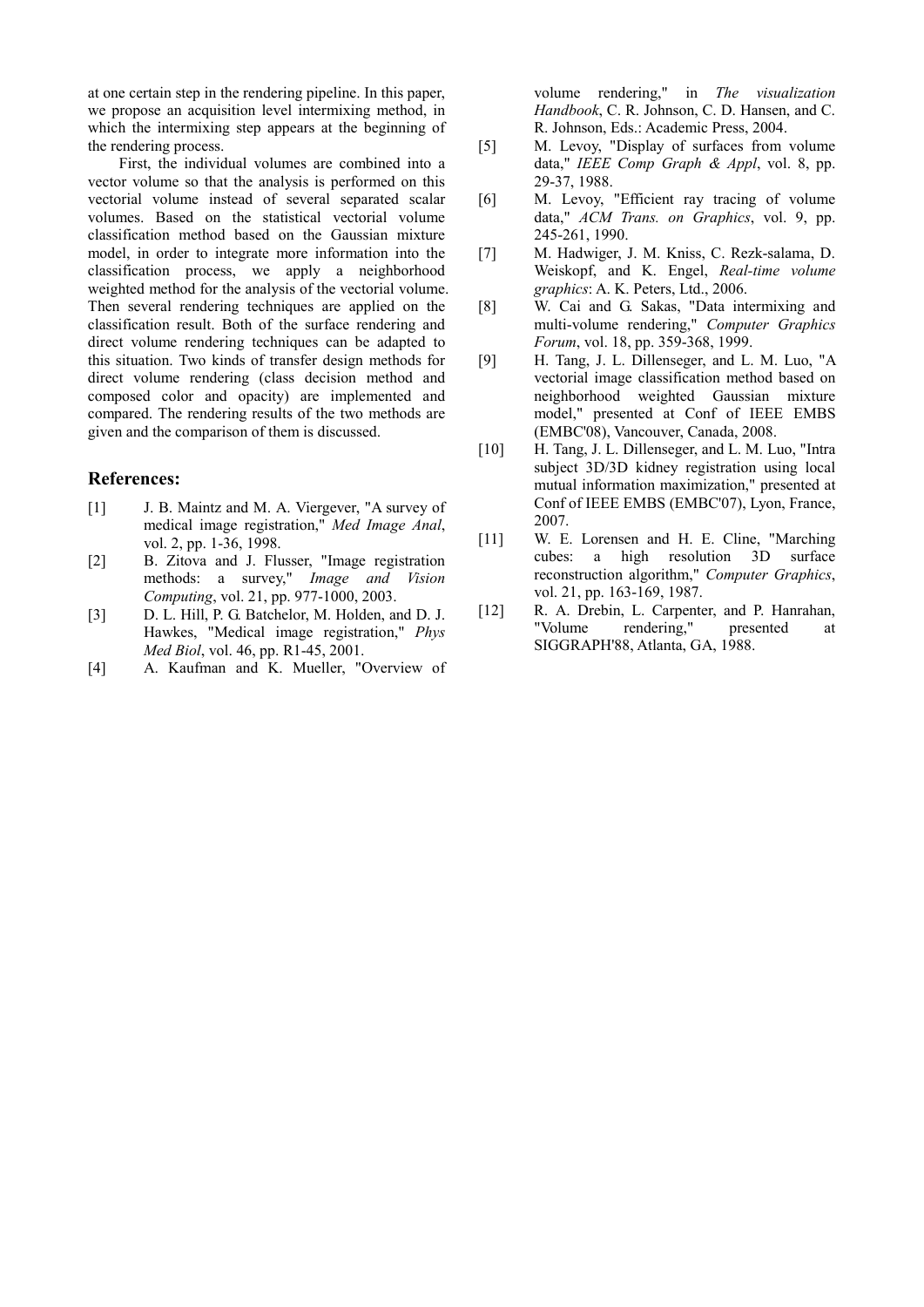at one certain step in the rendering pipeline. In this paper, we propose an acquisition level intermixing method, in which the intermixing step appears at the beginning of the rendering process.

First, the individual volumes are combined into a vector volume so that the analysis is performed on this vectorial volume instead of several separated scalar volumes. Based on the statistical vectorial volume classification method based on the Gaussian mixture model, in order to integrate more information into the classification process, we apply a neighborhood weighted method for the analysis of the vectorial volume. Then several rendering techniques are applied on the classification result. Both of the surface rendering and direct volume rendering techniques can be adapted to this situation. Two kinds of transfer design methods for direct volume rendering (class decision method and composed color and opacity) are implemented and compared. The rendering results of the two methods are given and the comparison of them is discussed.

## References:

[1] J. B. Maintz and M. A. Viergever, "A survey of medical image registration," *Med Image Anal*, vol. 2, pp. 1-36, 1998.

[2] B. Zitova and J. Flusser, "Image registration methods: a survey," *Image and Vision Computing*, vol. 21, pp. 977-1000, 2003.

[3] D. L. Hill, P. G. Batchelor, M. Holden, and D. J. Hawkes, "Medical image registration," *Phys Med Biol*, vol. 46, pp. R1-45, 2001.

[4] A. Kaufman and K. Mueller, "Overview of volume rendering," in *The visualization Handbook*, C. R. Johnson, C. D. Hansen, and C. R. Johnson, Eds.: Academic Press, 2004.

[5] M. Levoy, "Display of surfaces from volume data," *IEEE Comp Graph & Appl*, vol. 8, pp. 29-37, 1988.

[6] M. Levoy, "Efficient ray tracing of volume data," *ACM Trans. on Graphics*, vol. 9, pp. 245-261, 1990.

[7] M. Hadwiger, J. M. Kniss, C. Rezk-salama, D. Weiskopf, and K. Engel, *Real-time volume graphics*: A. K. Peters, Ltd., 2006.

[8] W. Cai and G. Sakas, "Data intermixing and multi-volume rendering," *Computer Graphics Forum*, vol. 18, pp. 359-368, 1999.

[9] H. Tang, J. L. Dillenseger, and L. M. Luo, "A vectorial image classification method based on neighborhood weighted Gaussian mixture model," presented at Conf of IEEE EMBS (EMBC'08), Vancouver, Canada, 2008.

[10] H. Tang, J. L. Dillenseger, and L. M. Luo, "Intra subject 3D/3D kidney registration using local mutual information maximization," presented at Conf of IEEE EMBS (EMBC'07), Lyon, France, 2007.

[11] W. E. Lorensen and H. E. Cline, "Marching cubes: a high resolution 3D surface reconstruction algorithm," *Computer Graphics*, vol. 21, pp. 163-169, 1987.

[12] R. A. Drebin, L. Carpenter, and P. Hanrahan, "Volume rendering," presented at SIGGRAPH'88, Atlanta, GA, 1988.